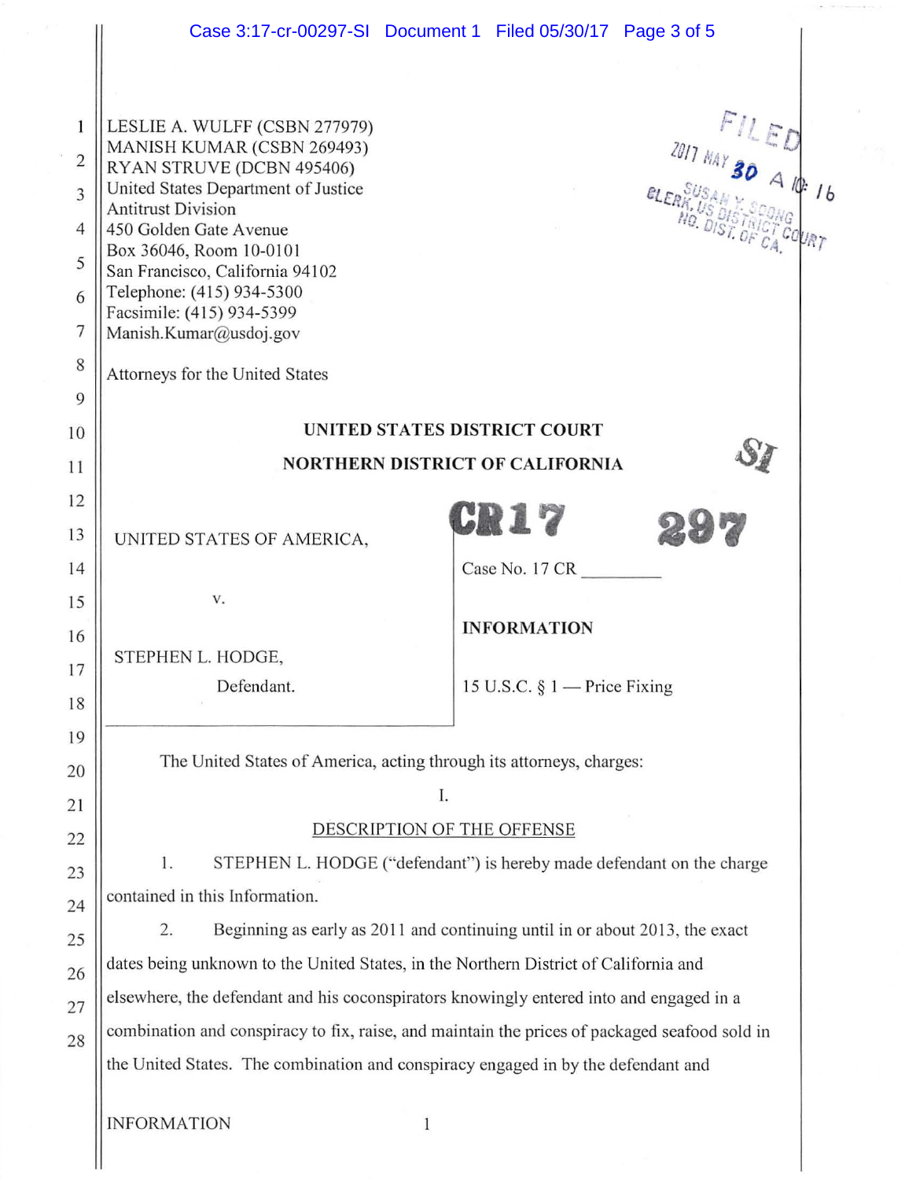LESLIE A. WULFF (CSBN 277979)
MANISH KUMAR (CSBN 269493)
RYAN STRUVE (DCBN 495406)
United States Department of Justice
Antitrust Division
450 Golden Gate Avenue
Box 36046, Room 10-0101
San Francisco, California 94102
Telephone: (415) 934-5300
Facsimile: (415) 934-5399
Manish.Kumar@usdoj.gov

Attorneys for the United States

FILED
2017 MAY 30 A 10:16
SUSAN Y. SOONG
CLERK, US DISTRICT COURT
NO. DIST. OF CA.

**UNITED STATES DISTRICT COURT**

**NORTHERN DISTRICT OF CALIFORNIA**

SI

| | |
|---|---|
| UNITED STATES OF AMERICA, | CR 17 297 |
| | Case No. 17 CR \_\_\_\_\_\_\_\_\_ |
| v. | |
| | **INFORMATION** |
| STEPHEN L. HODGE, | |
| Defendant. | 15 U.S.C. § 1 — Price Fixing |

The United States of America, acting through its attorneys, charges:

I.

DESCRIPTION OF THE OFFENSE

1. STEPHEN L. HODGE ("defendant") is hereby made defendant on the charge contained in this Information.

2. Beginning as early as 2011 and continuing until in or about 2013, the exact dates being unknown to the United States, in the Northern District of California and elsewhere, the defendant and his coconspirators knowingly entered into and engaged in a combination and conspiracy to fix, raise, and maintain the prices of packaged seafood sold in the United States. The combination and conspiracy engaged in by the defendant and

INFORMATION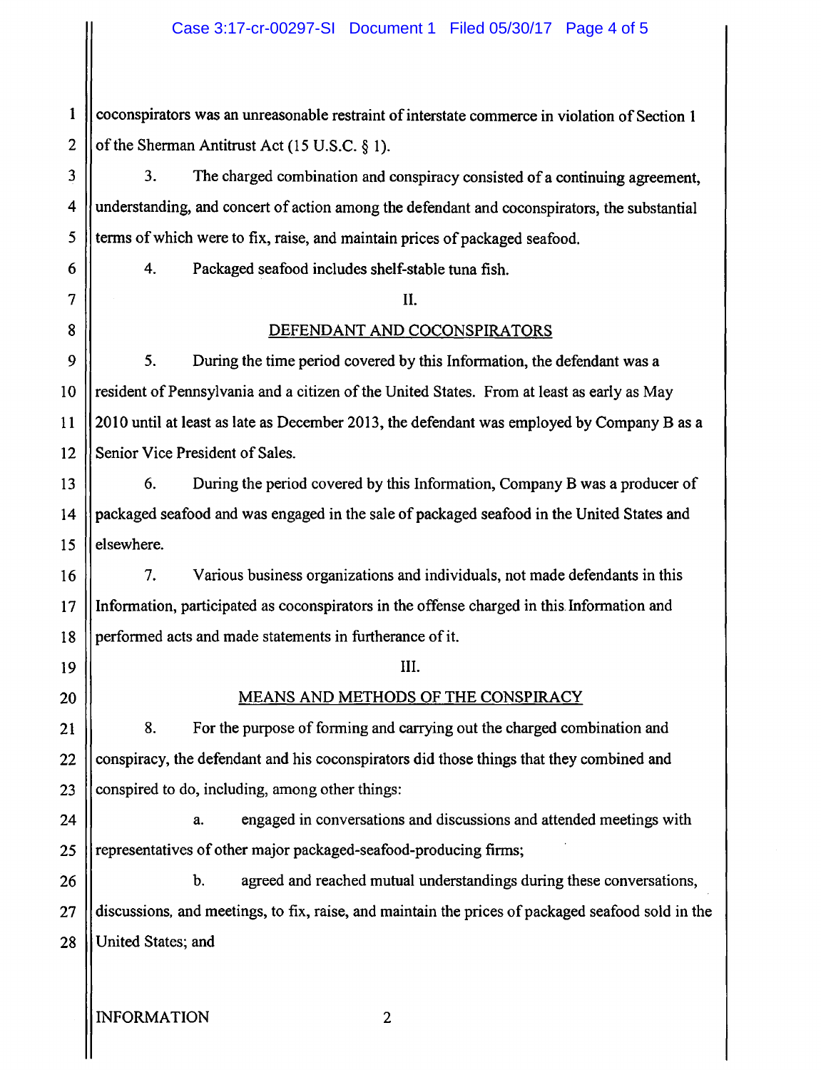coconspirators was an unreasonable restraint of interstate commerce in violation of Section 1 of the Sherman Antitrust Act (15 U.S.C. § 1).

3. The charged combination and conspiracy consisted of a continuing agreement, understanding, and concert of action among the defendant and coconspirators, the substantial terms of which were to fix, raise, and maintain prices of packaged seafood.

4. Packaged seafood includes shelf-stable tuna fish.

## II.

## DEFENDANT AND COCONSPIRATORS

5. During the time period covered by this Information, the defendant was a resident of Pennsylvania and a citizen of the United States. From at least as early as May 2010 until at least as late as December 2013, the defendant was employed by Company B as a Senior Vice President of Sales.

6. During the period covered by this Information, Company B was a producer of packaged seafood and was engaged in the sale of packaged seafood in the United States and elsewhere.

7. Various business organizations and individuals, not made defendants in this Information, participated as coconspirators in the offense charged in this Information and performed acts and made statements in furtherance of it.

## III.

## MEANS AND METHODS OF THE CONSPIRACY

8. For the purpose of forming and carrying out the charged combination and conspiracy, the defendant and his coconspirators did those things that they combined and conspired to do, including, among other things:

a. engaged in conversations and discussions and attended meetings with representatives of other major packaged-seafood-producing firms;

b. agreed and reached mutual understandings during these conversations, discussions, and meetings, to fix, raise, and maintain the prices of packaged seafood sold in the United States; and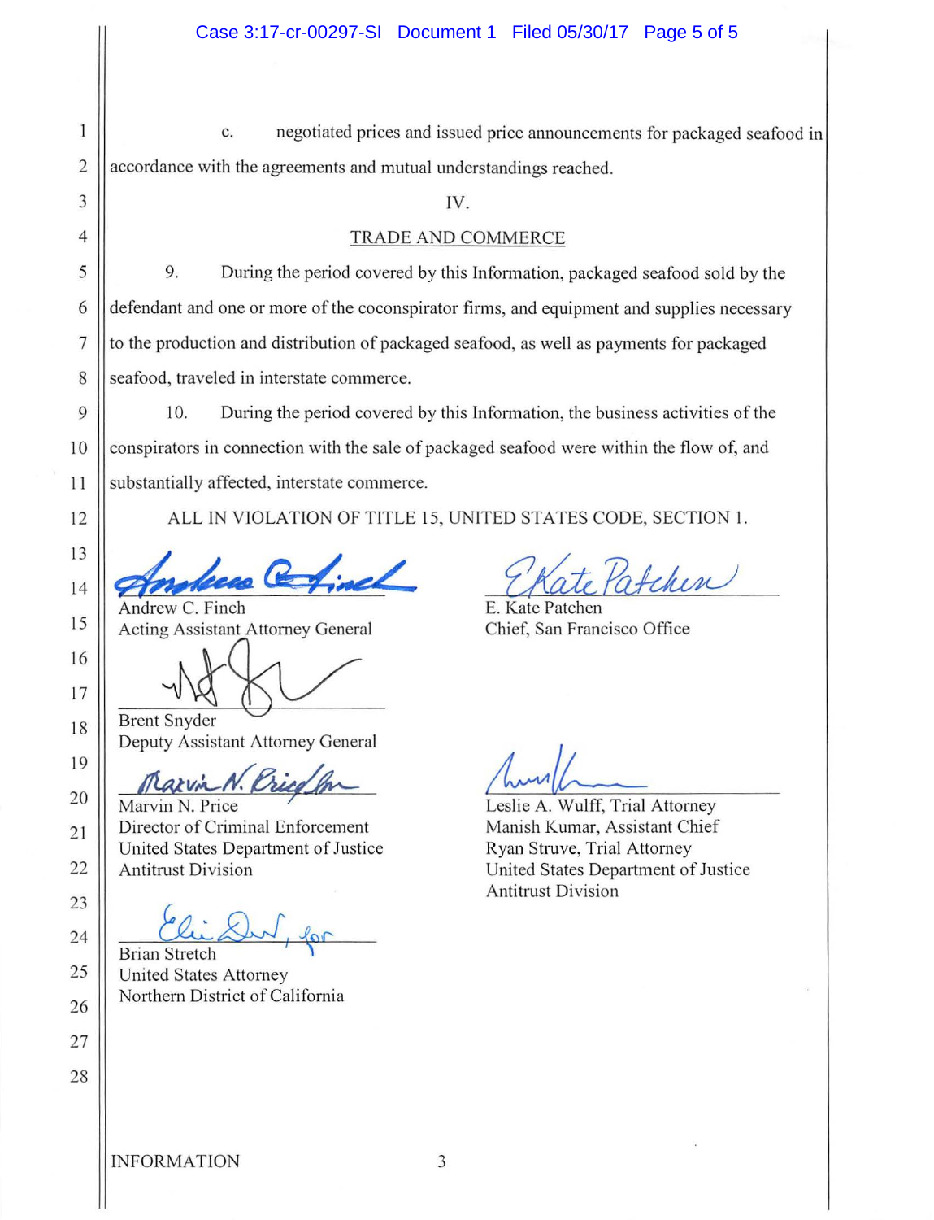c. negotiated prices and issued price announcements for packaged seafood in accordance with the agreements and mutual understandings reached.

## IV.

## TRADE AND COMMERCE

9. During the period covered by this Information, packaged seafood sold by the defendant and one or more of the coconspirator firms, and equipment and supplies necessary to the production and distribution of packaged seafood, as well as payments for packaged seafood, traveled in interstate commerce.

10. During the period covered by this Information, the business activities of the conspirators in connection with the sale of packaged seafood were within the flow of, and substantially affected, interstate commerce.

ALL IN VIOLATION OF TITLE 15, UNITED STATES CODE, SECTION 1.

Andrew C. Finch
Acting Assistant Attorney General

Brent Snyder
Deputy Assistant Attorney General

Marvin N. Price
Director of Criminal Enforcement
United States Department of Justice
Antitrust Division

Brian Stretch
United States Attorney
Northern District of California

E. Kate Patchen
Chief, San Francisco Office

Leslie A. Wulff, Trial Attorney
Manish Kumar, Assistant Chief
Ryan Struve, Trial Attorney
United States Department of Justice
Antitrust Division

INFORMATION